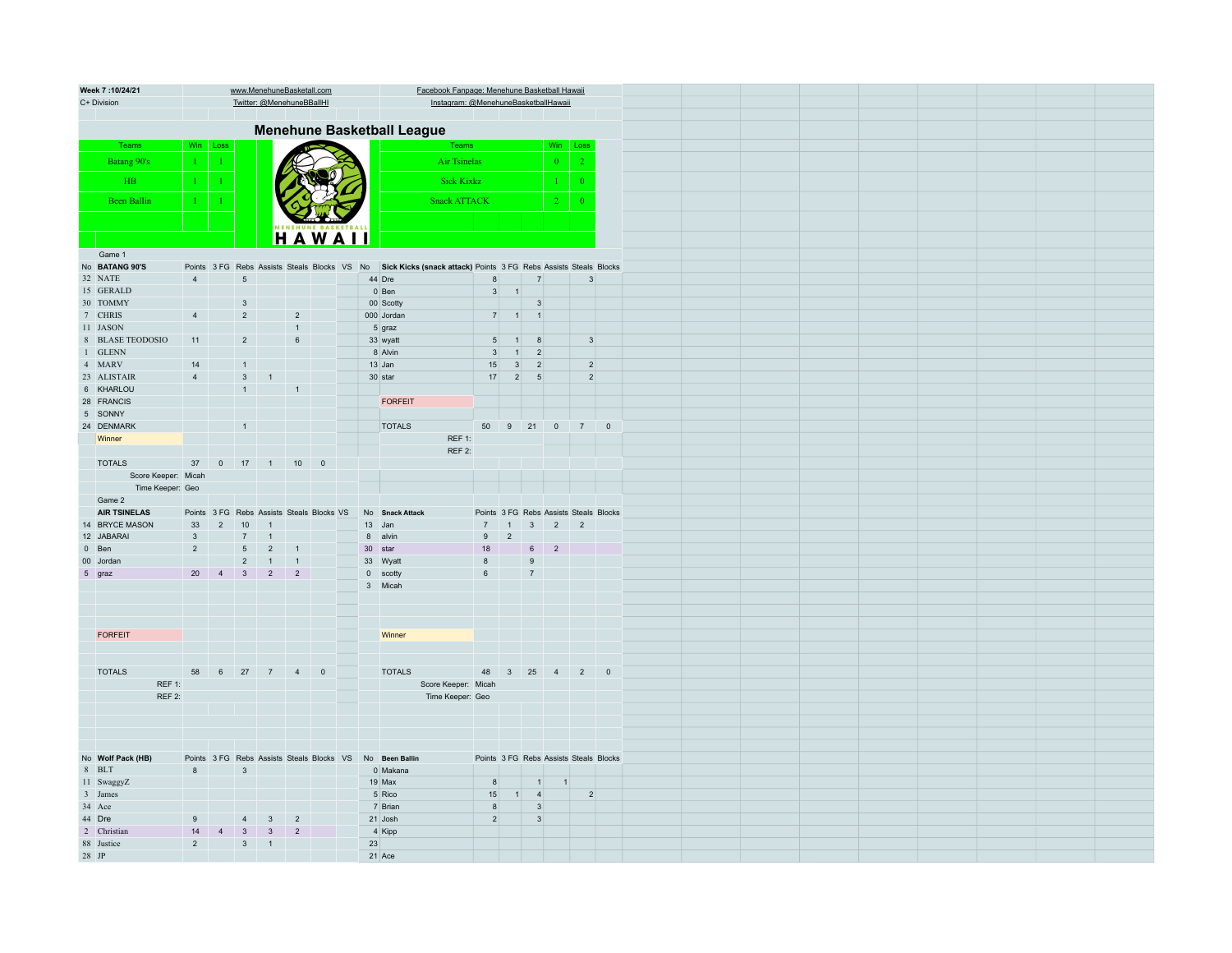Week 7 :10/24/21 | www.MenehuneBasketall.com | Facebook Fanpage: Menehune Basketball Hawaii

C+ Division | Twitter: @MenehuneBBallHI | Instagram: @MenehuneBasketballHawaii

# Menehune Basketball League

| Teams | Win | Loss | Teams | Win | Loss |
|---|---|---|---|---|---|
| Batang 90's | 1 | 1 | Air Tsinelas | 0 | 2 |
| HB | 1 | 1 | Sick Kixkz | 1 | 0 |
| Been Ballin | 1 | 1 | Snack ATTACK | 2 | 0 |

## Game 1

| No | BATANG 90'S | Points | 3 FG | Rebs | Assists | Steals | Blocks |
|---|---|---|---|---|---|---|---|
| 32 | NATE | 4 | | 5 | | | |
| 15 | GERALD | | | | | | |
| 30 | TOMMY | | | 3 | | | |
| 7 | CHRIS | 4 | | 2 | | 2 | |
| 11 | JASON | | | | | 1 | |
| 8 | BLASE TEODOSIO | 11 | | 2 | | 6 | |
| 1 | GLENN | | | | | | |
| 4 | MARV | 14 | | 1 | | | |
| 23 | ALISTAIR | 4 | | 3 | 1 | | |
| 6 | KHARLOU | | | 1 | | 1 | |
| 28 | FRANCIS | | | | | | |
| 5 | SONNY | | | | | | |
| 24 | DENMARK | | | 1 | | | |
| | Winner | | | | | | |
| | TOTALS | 37 | 0 | 17 | 1 | 10 | 0 |

Score Keeper: Micah

Time Keeper: Geo

VS

| No | Sick Kicks (snack attack) | Points | 3 FG | Rebs | Assists | Steals | Blocks |
|---|---|---|---|---|---|---|---|
| 44 | Dre | 8 | | 7 | | 3 | |
| 0 | Ben | 3 | 1 | | | | |
| 00 | Scotty | | | 3 | | | |
| 000 | Jordan | 7 | 1 | 1 | | | |
| 5 | graz | | | | | | |
| 33 | wyatt | 5 | 1 | 8 | | 3 | |
| 8 | Alvin | 3 | 1 | 2 | | | |
| 13 | Jan | 15 | 3 | 2 | | 2 | |
| 30 | star | 17 | 2 | 5 | | 2 | |
| | FORFEIT | | | | | | |
| | TOTALS | 50 | 9 | 21 | 0 | 7 | 0 |

REF 1:

REF 2:

## Game 2

| No | AIR TSINELAS | Points | 3 FG | Rebs | Assists | Steals | Blocks |
|---|---|---|---|---|---|---|---|
| 14 | BRYCE MASON | 33 | 2 | 10 | 1 | | |
| 12 | JABARAI | 3 | | 7 | 1 | | |
| 0 | Ben | 2 | | 5 | 2 | 1 | |
| 00 | Jordan | | | 2 | 1 | 1 | |
| 5 | graz | 20 | 4 | 3 | 2 | 2 | |
| | FORFEIT | | | | | | |
| | TOTALS | 58 | 6 | 27 | 7 | 4 | 0 |

REF 1:

REF 2:

VS

| No | Snack Attack | Points | 3 FG | Rebs | Assists | Steals | Blocks |
|---|---|---|---|---|---|---|---|
| 13 | Jan | 7 | 1 | 3 | 2 | 2 | |
| 8 | alvin | 9 | 2 | | | | |
| 30 | star | 18 | | 6 | 2 | | |
| 33 | Wyatt | 8 | | 9 | | | |
| 0 | scotty | 6 | | 7 | | | |
| 3 | Micah | | | | | | |
| | Winner | | | | | | |
| | TOTALS | 48 | 3 | 25 | 4 | 2 | 0 |

Score Keeper: Micah

Time Keeper: Geo

| No | Wolf Pack (HB) | Points | 3 FG | Rebs | Assists | Steals | Blocks |
|---|---|---|---|---|---|---|---|
| 8 | BLT | 8 | | 3 | | | |
| 11 | SwaggyZ | | | | | | |
| 3 | James | | | | | | |
| 34 | Ace | | | | | | |
| 44 | Dre | 9 | | 4 | 3 | 2 | |
| 2 | Christian | 14 | 4 | 3 | 3 | 2 | |
| 88 | Justice | 2 | | 3 | 1 | | |
| 28 | JP | | | | | | |

VS

| No | Been Ballin | Points | 3 FG | Rebs | Assists | Steals | Blocks |
|---|---|---|---|---|---|---|---|
| 0 | Makana | | | | | | |
| 19 | Max | 8 | | 1 | 1 | | |
| 5 | Rico | 15 | 1 | 4 | | 2 | |
| 7 | Brian | 8 | | 3 | | | |
| 21 | Josh | 2 | | 3 | | | |
| 4 | Kipp | | | | | | |
| 23 | | | | | | | |
| 21 | Ace | | | | | | |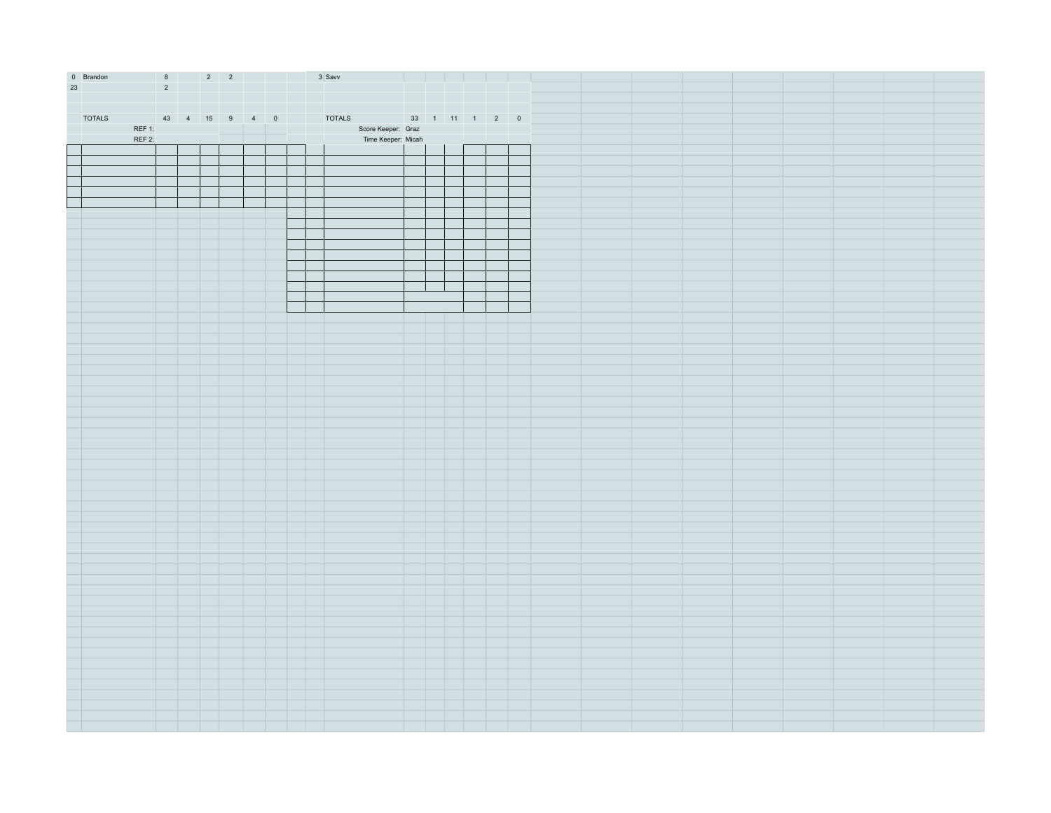| | | | | | | | | | | | | | | | | |
|---|---|---|---|---|---|---|---|---|---|---|---|---|---|---|---|---|
| 0 | Brandon | 8 | | 2 | 2 | | | | 3 | Savv | | | | | | |
| 23 | | 2 | | | | | | | | | | | | | | |
| | | | | | | | | | | | | | | | | |
| | TOTALS | 43 | 4 | 15 | 9 | 4 | 0 | | | TOTALS | 33 | 1 | 11 | 1 | 2 | 0 |
| | REF 1: | | | | | | | | | Score Keeper: | Graz | | | | | |
| | REF 2: | | | | | | | | | Time Keeper: | Micah | | | | | |